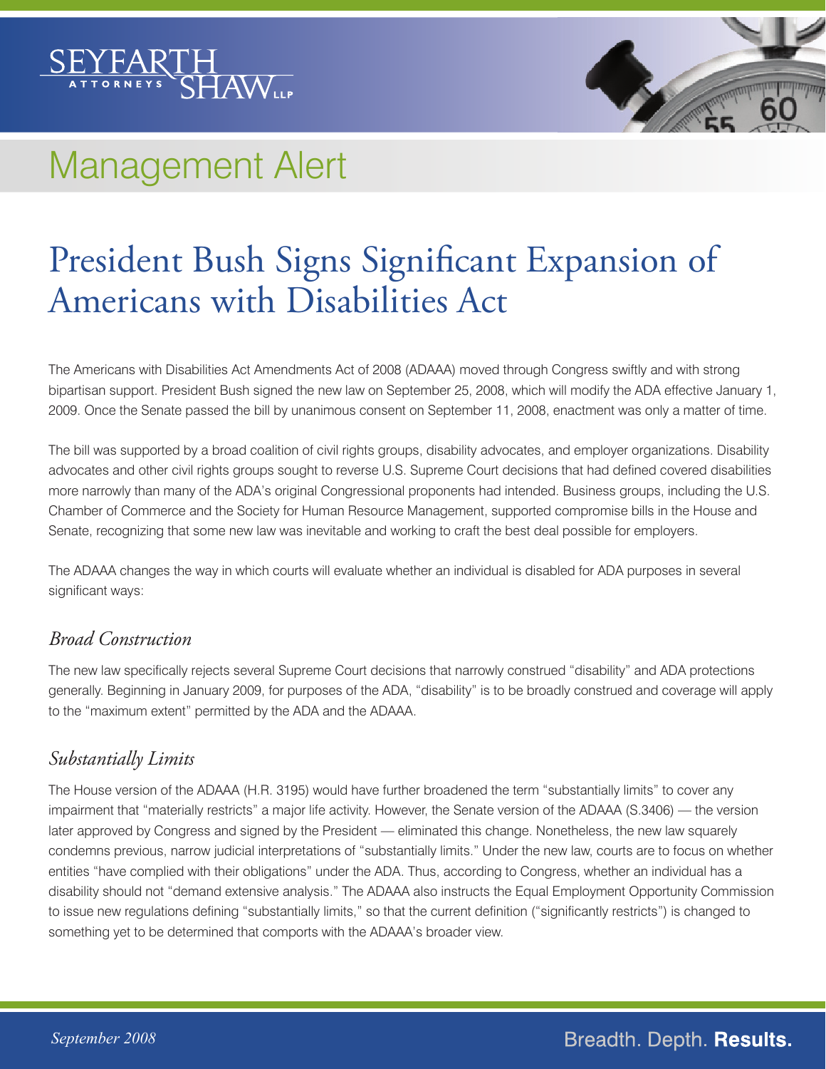Management Alert

# President Bush Signs Significant Expansion of Americans with Disabilities Act

The Americans with Disabilities Act Amendments Act of 2008 (ADAAA) moved through Congress swiftly and with strong bipartisan support. President Bush signed the new law on September 25, 2008, which will modify the ADA effective January 1, 2009. Once the Senate passed the bill by unanimous consent on September 11, 2008, enactment was only a matter of time.

The bill was supported by a broad coalition of civil rights groups, disability advocates, and employer organizations. Disability advocates and other civil rights groups sought to reverse U.S. Supreme Court decisions that had defined covered disabilities more narrowly than many of the ADA's original Congressional proponents had intended. Business groups, including the U.S. Chamber of Commerce and the Society for Human Resource Management, supported compromise bills in the House and Senate, recognizing that some new law was inevitable and working to craft the best deal possible for employers.

The ADAAA changes the way in which courts will evaluate whether an individual is disabled for ADA purposes in several significant ways:

## *Broad Construction*

The new law specifically rejects several Supreme Court decisions that narrowly construed "disability" and ADA protections generally. Beginning in January 2009, for purposes of the ADA, "disability" is to be broadly construed and coverage will apply to the "maximum extent" permitted by the ADA and the ADAAA.

## *Substantially Limits*

The House version of the ADAAA (H.R. 3195) would have further broadened the term "substantially limits" to cover any impairment that "materially restricts" a major life activity. However, the Senate version of the ADAAA (S.3406) — the version later approved by Congress and signed by the President — eliminated this change. Nonetheless, the new law squarely condemns previous, narrow judicial interpretations of "substantially limits." Under the new law, courts are to focus on whether entities "have complied with their obligations" under the ADA. Thus, according to Congress, whether an individual has a disability should not "demand extensive analysis." The ADAAA also instructs the Equal Employment Opportunity Commission to issue new regulations defining "substantially limits," so that the current definition ("significantly restricts") is changed to something yet to be determined that comports with the ADAAA's broader view.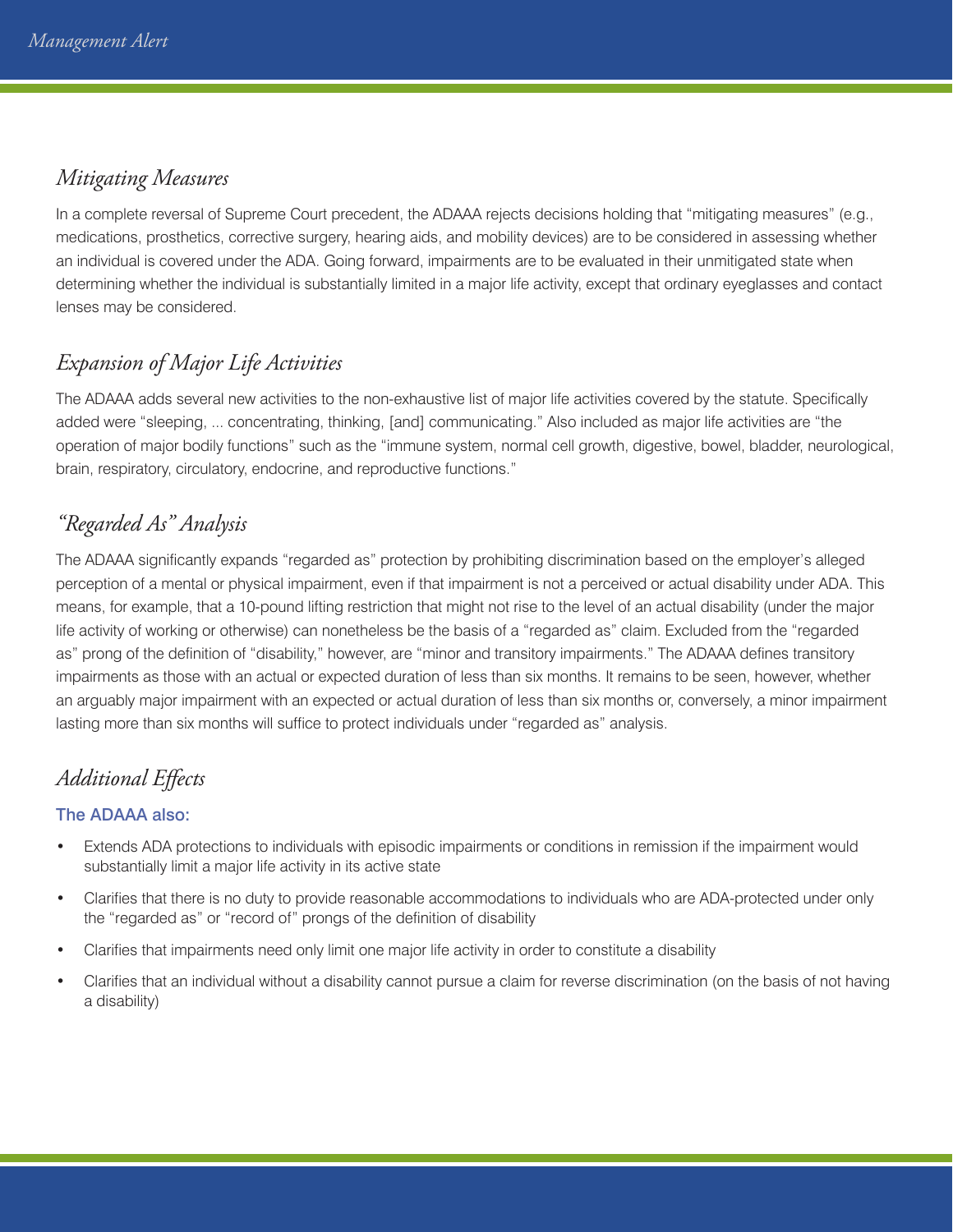## *Mitigating Measures*

In a complete reversal of Supreme Court precedent, the ADAAA rejects decisions holding that "mitigating measures" (e.g., medications, prosthetics, corrective surgery, hearing aids, and mobility devices) are to be considered in assessing whether an individual is covered under the ADA. Going forward, impairments are to be evaluated in their unmitigated state when determining whether the individual is substantially limited in a major life activity, except that ordinary eyeglasses and contact lenses may be considered.

## *Expansion of Major Life Activities*

The ADAAA adds several new activities to the non-exhaustive list of major life activities covered by the statute. Specifically added were "sleeping, ... concentrating, thinking, [and] communicating." Also included as major life activities are "the operation of major bodily functions" such as the "immune system, normal cell growth, digestive, bowel, bladder, neurological, brain, respiratory, circulatory, endocrine, and reproductive functions."

## *"Regarded As" Analysis*

The ADAAA significantly expands "regarded as" protection by prohibiting discrimination based on the employer's alleged perception of a mental or physical impairment, even if that impairment is not a perceived or actual disability under ADA. This means, for example, that a 10-pound lifting restriction that might not rise to the level of an actual disability (under the major life activity of working or otherwise) can nonetheless be the basis of a "regarded as" claim. Excluded from the "regarded as" prong of the definition of "disability," however, are "minor and transitory impairments." The ADAAA defines transitory impairments as those with an actual or expected duration of less than six months. It remains to be seen, however, whether an arguably major impairment with an expected or actual duration of less than six months or, conversely, a minor impairment lasting more than six months will suffice to protect individuals under "regarded as" analysis.

## *Additional Effects*

**The ADAAA also:**

- Extends ADA protections to individuals with episodic impairments or conditions in remission if the impairment would substantially limit a major life activity in its active state
- Clarifies that there is no duty to provide reasonable accommodations to individuals who are ADA-protected under only the "regarded as" or "record of" prongs of the definition of disability
- Clarifies that impairments need only limit one major life activity in order to constitute a disability
- Clarifies that an individual without a disability cannot pursue a claim for reverse discrimination (on the basis of not having a disability)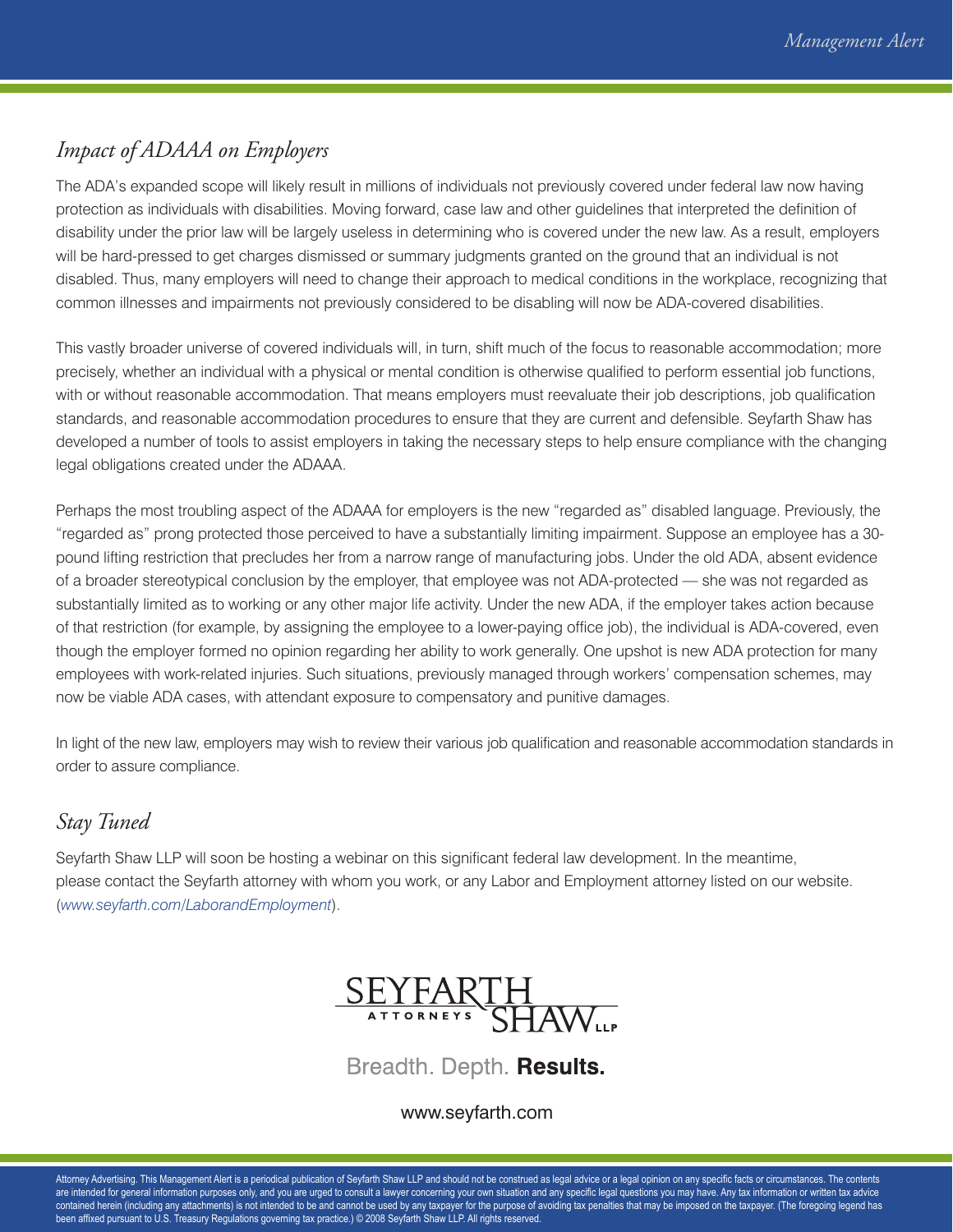## *Impact of ADAAA on Employers*

The ADA's expanded scope will likely result in millions of individuals not previously covered under federal law now having protection as individuals with disabilities. Moving forward, case law and other guidelines that interpreted the definition of disability under the prior law will be largely useless in determining who is covered under the new law. As a result, employers will be hard-pressed to get charges dismissed or summary judgments granted on the ground that an individual is not disabled. Thus, many employers will need to change their approach to medical conditions in the workplace, recognizing that common illnesses and impairments not previously considered to be disabling will now be ADA-covered disabilities.

This vastly broader universe of covered individuals will, in turn, shift much of the focus to reasonable accommodation; more precisely, whether an individual with a physical or mental condition is otherwise qualified to perform essential job functions, with or without reasonable accommodation. That means employers must reevaluate their job descriptions, job qualification standards, and reasonable accommodation procedures to ensure that they are current and defensible. Seyfarth Shaw has developed a number of tools to assist employers in taking the necessary steps to help ensure compliance with the changing legal obligations created under the ADAAA.

Perhaps the most troubling aspect of the ADAAA for employers is the new "regarded as" disabled language. Previously, the "regarded as" prong protected those perceived to have a substantially limiting impairment. Suppose an employee has a 30-pound lifting restriction that precludes her from a narrow range of manufacturing jobs. Under the old ADA, absent evidence of a broader stereotypical conclusion by the employer, that employee was not ADA-protected — she was not regarded as substantially limited as to working or any other major life activity. Under the new ADA, if the employer takes action because of that restriction (for example, by assigning the employee to a lower-paying office job), the individual is ADA-covered, even though the employer formed no opinion regarding her ability to work generally. One upshot is new ADA protection for many employees with work-related injuries. Such situations, previously managed through workers' compensation schemes, may now be viable ADA cases, with attendant exposure to compensatory and punitive damages.

In light of the new law, employers may wish to review their various job qualification and reasonable accommodation standards in order to assure compliance.

## *Stay Tuned*

Seyfarth Shaw LLP will soon be hosting a webinar on this significant federal law development. In the meantime, please contact the Seyfarth attorney with whom you work, or any Labor and Employment attorney listed on our website. (*www.seyfarth.com/LaborandEmployment*).

SEYFARTH SHAW LLP ATTORNEYS

Breadth. Depth. **Results.**

www.seyfarth.com

Attorney Advertising. This Management Alert is a periodical publication of Seyfarth Shaw LLP and should not be construed as legal advice or a legal opinion on any specific facts or circumstances. The contents are intended for general information purposes only, and you are urged to consult a lawyer concerning your own situation and any specific legal questions you may have. Any tax information or written tax advice contained herein (including any attachments) is not intended to be and cannot be used by any taxpayer for the purpose of avoiding tax penalties that may be imposed on the taxpayer. (The foregoing legend has been affixed pursuant to U.S. Treasury Regulations governing tax practice.) © 2008 Seyfarth Shaw LLP. All rights reserved.